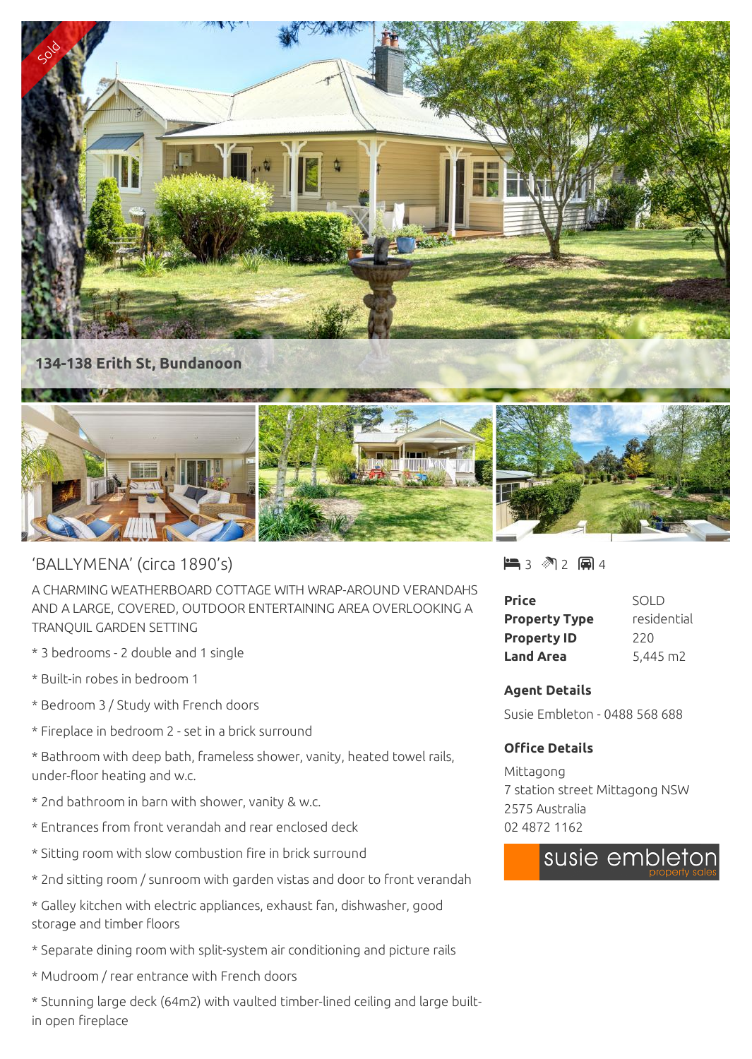Sold

134-138 Erith St, Bundanoon

## 'BALLYMENA' (circa 1890's)

3 2 4

A CHARMING WEATHERBOARD COTTAGE WITH WRAP-AROUND VERANDAHS AND A LARGE, COVERED, OUTDOOR ENTERTAINING AREA OVERLOOKING A TRANQUIL GARDEN SETTING

* 3 bedrooms - 2 double and 1 single

* Built-in robes in bedroom 1

* Bedroom 3 / Study with French doors

* Fireplace in bedroom 2 - set in a brick surround

* Bathroom with deep bath, frameless shower, vanity, heated towel rails, under-floor heating and w.c.

* 2nd bathroom in barn with shower, vanity & w.c.

* Entrances from front verandah and rear enclosed deck

* Sitting room with slow combustion fire in brick surround

* 2nd sitting room / sunroom with garden vistas and door to front verandah

* Galley kitchen with electric appliances, exhaust fan, dishwasher, good storage and timber floors

* Separate dining room with split-system air conditioning and picture rails

* Mudroom / rear entrance with French doors

* Stunning large deck (64m2) with vaulted timber-lined ceiling and large built-in open fireplace

| | |
|---|---|
| **Price** | SOLD |
| **Property Type** | residential |
| **Property ID** | 220 |
| **Land Area** | 5,445 m2 |

**Agent Details**

Susie Embleton - 0488 568 688

**Office Details**

Mittagong
7 station street Mittagong NSW 2575 Australia
02 4872 1162

susie embleton property sales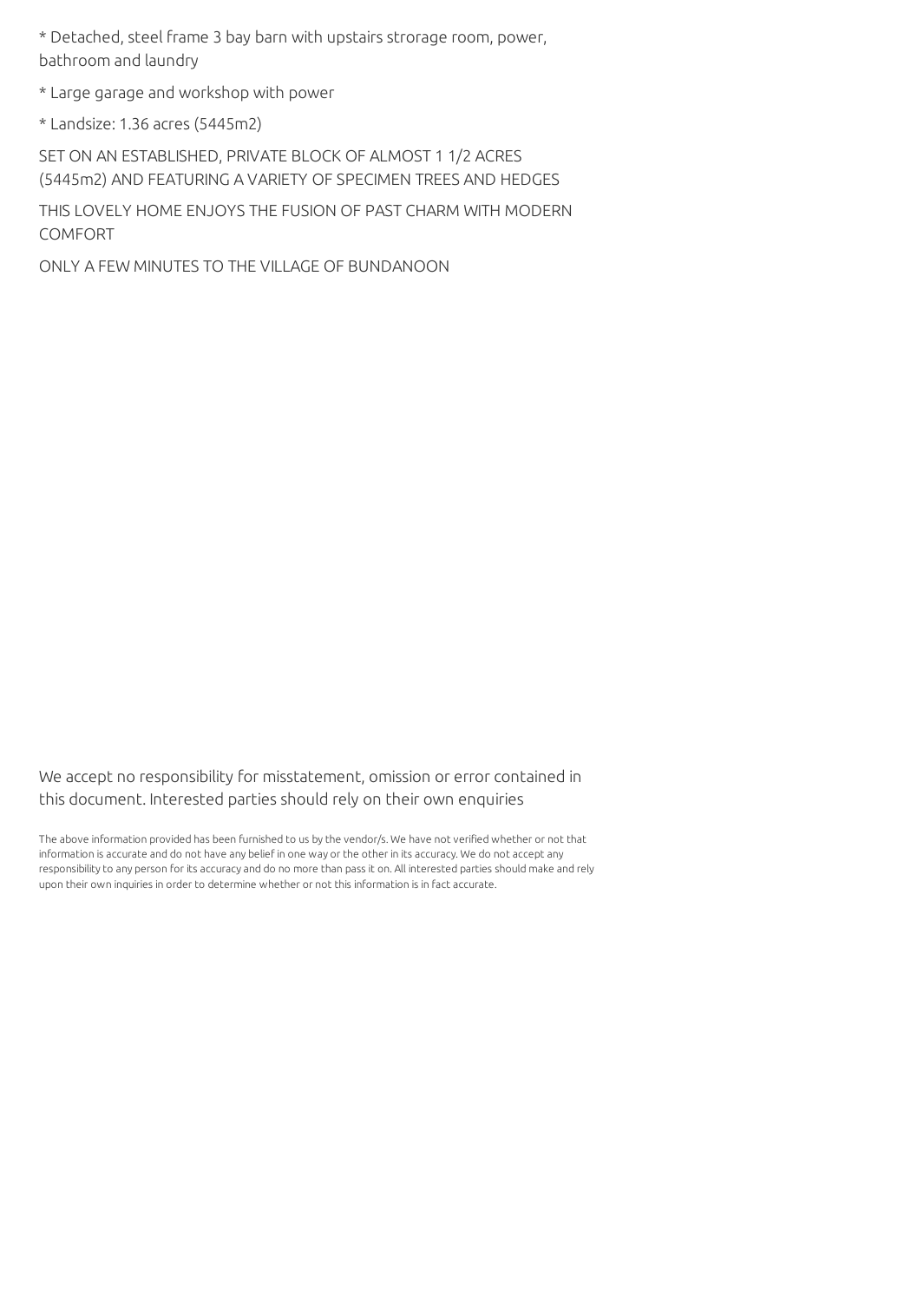* Detached, steel frame 3 bay barn with upstairs strorage room, power, bathroom and laundry

* Large garage and workshop with power

* Landsize: 1.36 acres (5445m2)

SET ON AN ESTABLISHED, PRIVATE BLOCK OF ALMOST 1 1/2 ACRES (5445m2) AND FEATURING A VARIETY OF SPECIMEN TREES AND HEDGES

THIS LOVELY HOME ENJOYS THE FUSION OF PAST CHARM WITH MODERN COMFORT

ONLY A FEW MINUTES TO THE VILLAGE OF BUNDANOON

We accept no responsibility for misstatement, omission or error contained in this document. Interested parties should rely on their own enquiries

The above information provided has been furnished to us by the vendor/s. We have not verified whether or not that information is accurate and do not have any belief in one way or the other in its accuracy. We do not accept any responsibility to any person for its accuracy and do no more than pass it on. All interested parties should make and rely upon their own inquiries in order to determine whether or not this information is in fact accurate.